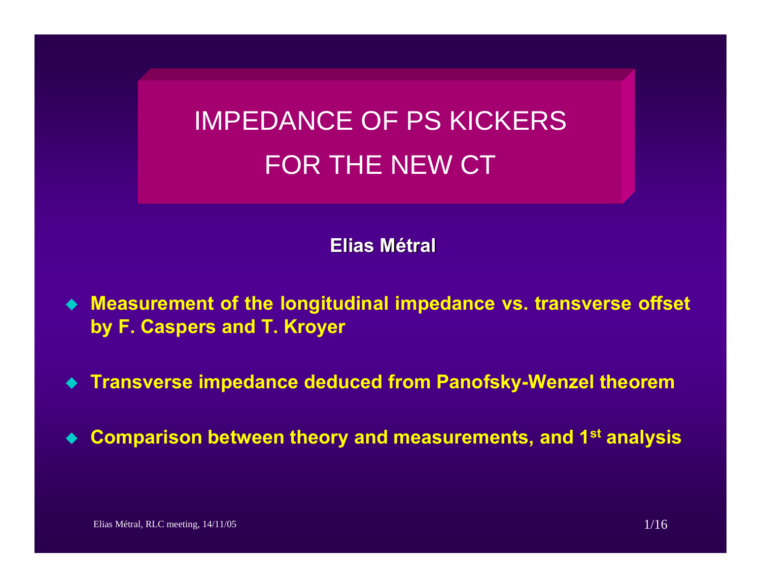# IMPEDANCE OF PS KICKERS FOR THE NEW CT

**Elias Métral**

- **Measurement of the longitudinal impedance vs. transverse offset by F. Caspers and T. Kroyer**
- **Transverse impedance deduced from Panofsky-Wenzel theorem**
- **Comparison between theory and measurements, and 1st analysis**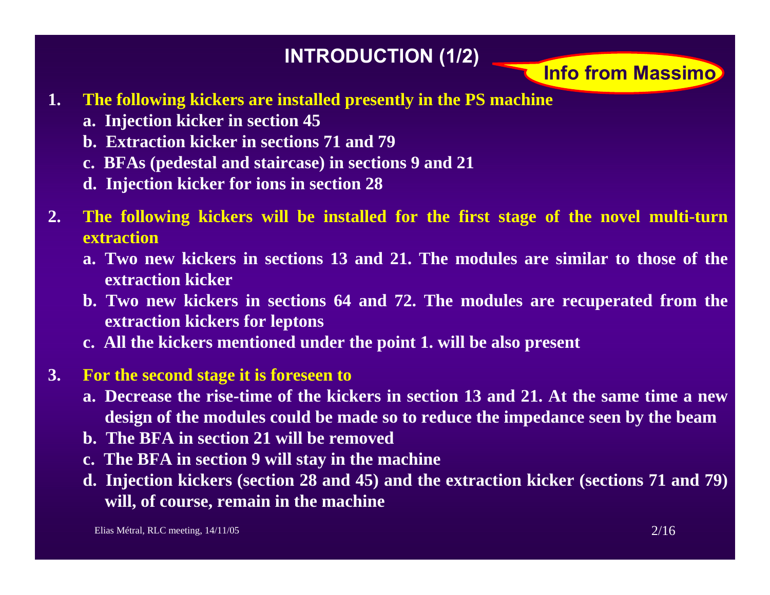## INTRODUCTION (1/2)

**Info from Massimo**

1. **The following kickers are installed presently in the PS machine**
   - a. **Injection kicker in section 45**
   - b. **Extraction kicker in sections 71 and 79**
   - c. **BFAs (pedestal and staircase) in sections 9 and 21**
   - d. **Injection kicker for ions in section 28**

2. **The following kickers will be installed for the first stage of the novel multi-turn extraction**
   - a. **Two new kickers in sections 13 and 21. The modules are similar to those of the extraction kicker**
   - b. **Two new kickers in sections 64 and 72. The modules are recuperated from the extraction kickers for leptons**
   - c. **All the kickers mentioned under the point 1. will be also present**

3. **For the second stage it is foreseen to**
   - a. **Decrease the rise-time of the kickers in section 13 and 21. At the same time a new design of the modules could be made so to reduce the impedance seen by the beam**
   - b. **The BFA in section 21 will be removed**
   - c. **The BFA in section 9 will stay in the machine**
   - d. **Injection kickers (section 28 and 45) and the extraction kicker (sections 71 and 79) will, of course, remain in the machine**

Elias Métral, RLC meeting, 14/11/05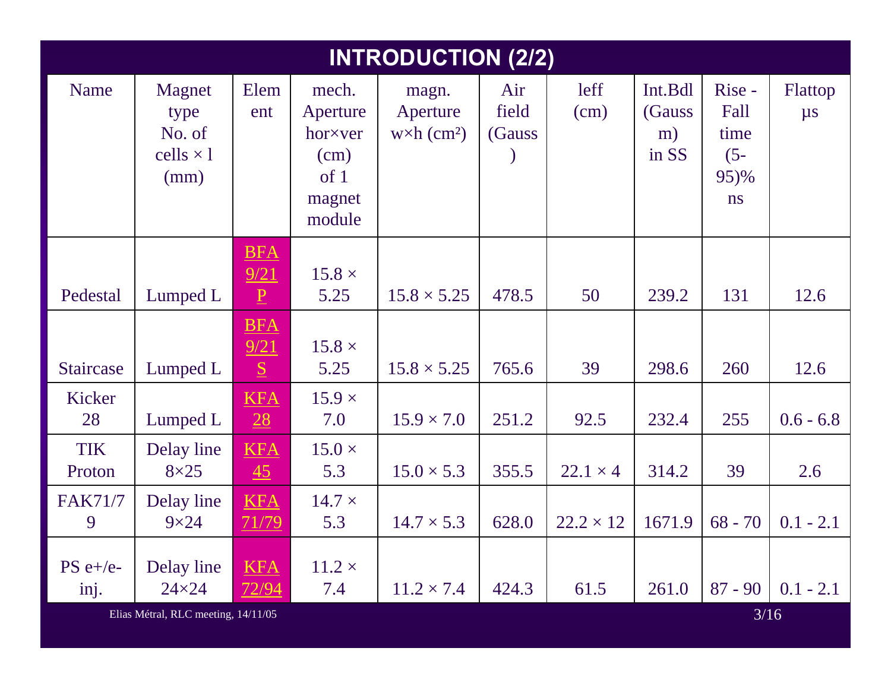# INTRODUCTION (2/2)

| Name | Magnet type No. of cells × l (mm) | Element | mech. Aperture hor×ver (cm) of 1 magnet module | magn. Aperture w×h (cm²) | Air field (Gauss) | leff (cm) | Int.Bdl (Gauss m) in SS | Rise - Fall time (5-95)% ns | Flattop µs |
|---|---|---|---|---|---|---|---|---|---|
| Pedestal | Lumped L | BFA 9/21 P | 15.8 × 5.25 | 15.8 × 5.25 | 478.5 | 50 | 239.2 | 131 | 12.6 |
| Staircase | Lumped L | BFA 9/21 S | 15.8 × 5.25 | 15.8 × 5.25 | 765.6 | 39 | 298.6 | 260 | 12.6 |
| Kicker 28 | Lumped L | KFA 28 | 15.9 × 7.0 | 15.9 × 7.0 | 251.2 | 92.5 | 232.4 | 255 | 0.6 - 6.8 |
| TIK Proton | Delay line 8×25 | KFA 45 | 15.0 × 5.3 | 15.0 × 5.3 | 355.5 | 22.1 × 4 | 314.2 | 39 | 2.6 |
| FAK71/79 | Delay line 9×24 | KFA 71/79 | 14.7 × 5.3 | 14.7 × 5.3 | 628.0 | 22.2 × 12 | 1671.9 | 68 - 70 | 0.1 - 2.1 |
| PS e+/e- inj. | Delay line 24×24 | KFA 72/94 | 11.2 × 7.4 | 11.2 × 7.4 | 424.3 | 61.5 | 261.0 | 87 - 90 | 0.1 - 2.1 |

Elias Métral, RLC meeting, 14/11/05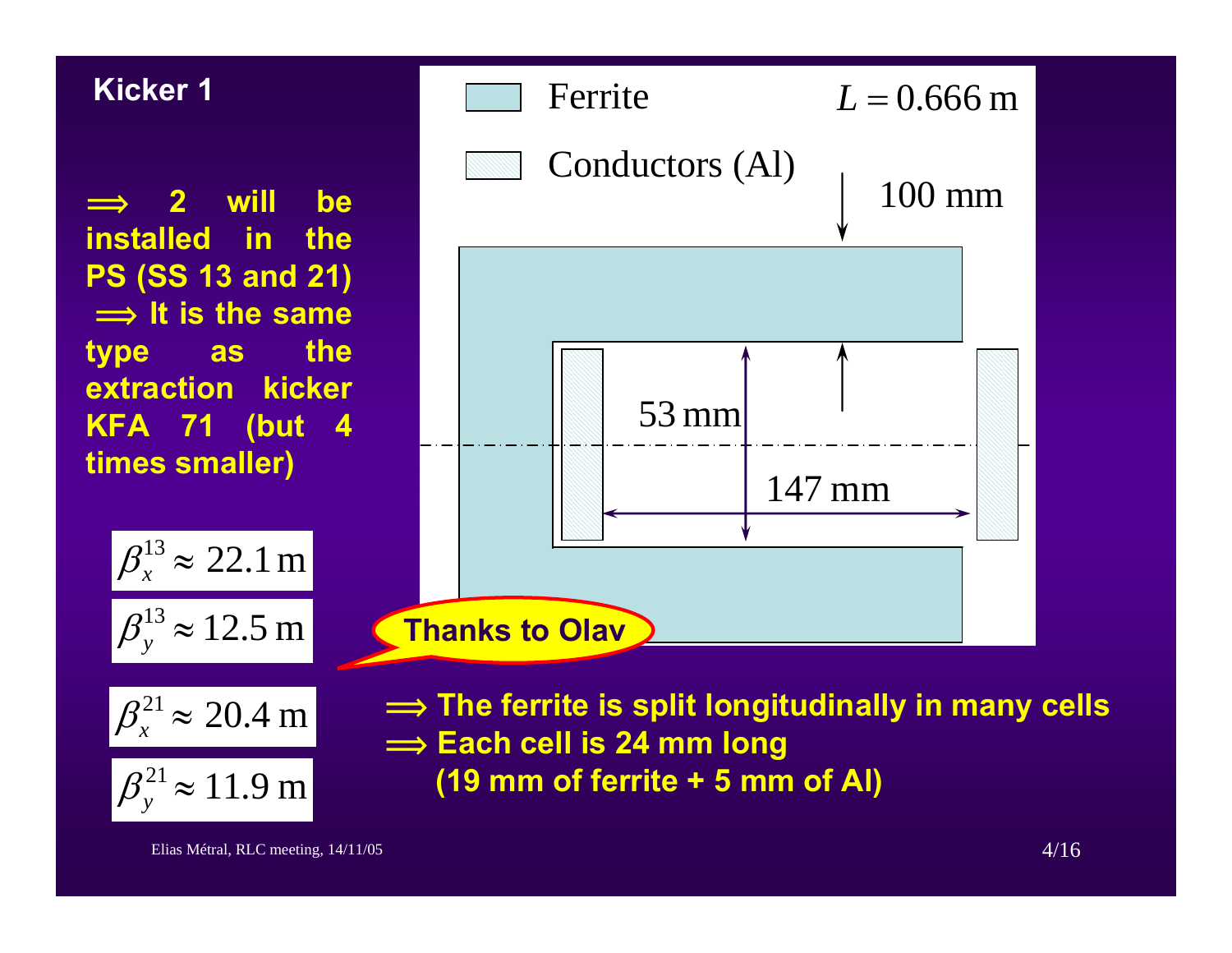## Kicker 1

⟹ 2 will be installed in the PS (SS 13 and 21)
⟹ It is the same type as the extraction kicker KFA 71 (but 4 times smaller)

Ferrite

Conductors (Al)

$L = 0.666\ \mathrm{m}$

100 mm

53 mm

147 mm

$\beta_x^{13} \approx 22.1\ \mathrm{m}$

$\beta_y^{13} \approx 12.5\ \mathrm{m}$

$\beta_x^{21} \approx 20.4\ \mathrm{m}$

$\beta_y^{21} \approx 11.9\ \mathrm{m}$

Thanks to Olav

⟹ The ferrite is split longitudinally in many cells
⟹ Each cell is 24 mm long (19 mm of ferrite + 5 mm of Al)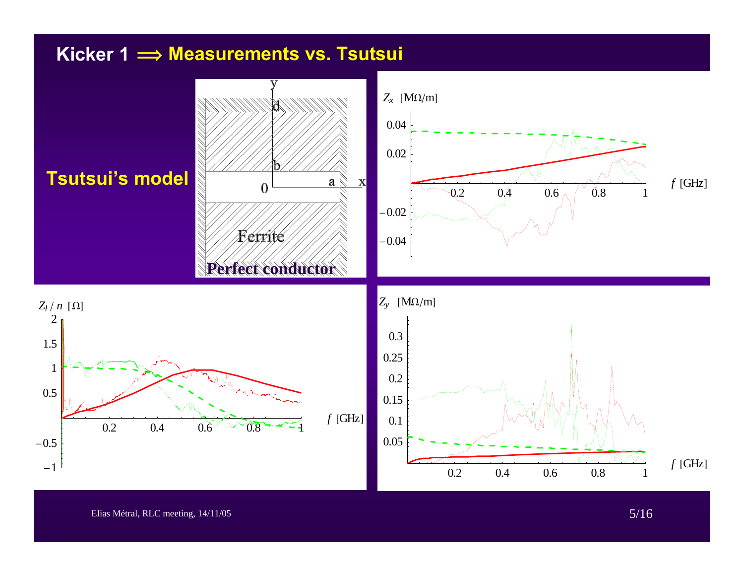# Kicker 1 ⟹ Measurements vs. Tsutsui

**Tsutsui's model**

y, d, b, 0, a, x

Ferrite

Perfect conductor

$Z_x$ [MΩ/m]

0.04, 0.02, −0.02, −0.04

0.2, 0.4, 0.6, 0.8, 1 $f$ [GHz]

$Z_l / n$ [Ω]

2, 1.5, 1, 0.5, −0.5, −1

0.2, 0.4, 0.6, 0.8, 1 $f$ [GHz]

$Z_y$ [MΩ/m]

0.3, 0.25, 0.2, 0.15, 0.1, 0.05

0.2, 0.4, 0.6, 0.8, 1 $f$ [GHz]

Elias Métral, RLC meeting, 14/11/05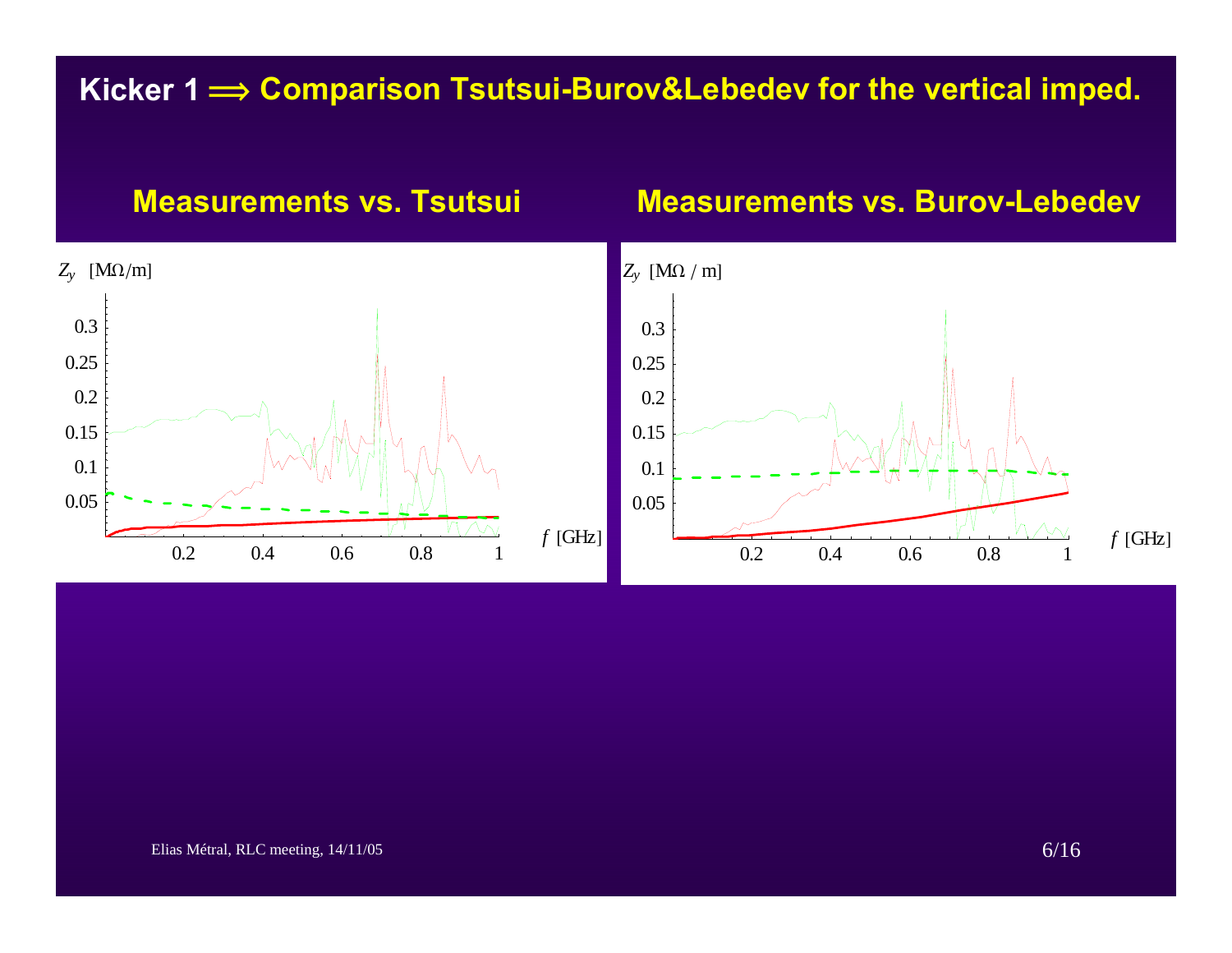# Kicker 1 ⟹ Comparison Tsutsui-Burov&Lebedev for the vertical imped.

## Measurements vs. Tsutsui

$Z_y$ [MΩ/m]

0.3
0.25
0.2
0.15
0.1
0.05

0.2 0.4 0.6 0.8 1 $f$ [GHz]

## Measurements vs. Burov-Lebedev

$Z_y$ [MΩ / m]

0.3
0.25
0.2
0.15
0.1
0.05

0.2 0.4 0.6 0.8 1 $f$ [GHz]

Elias Métral, RLC meeting, 14/11/05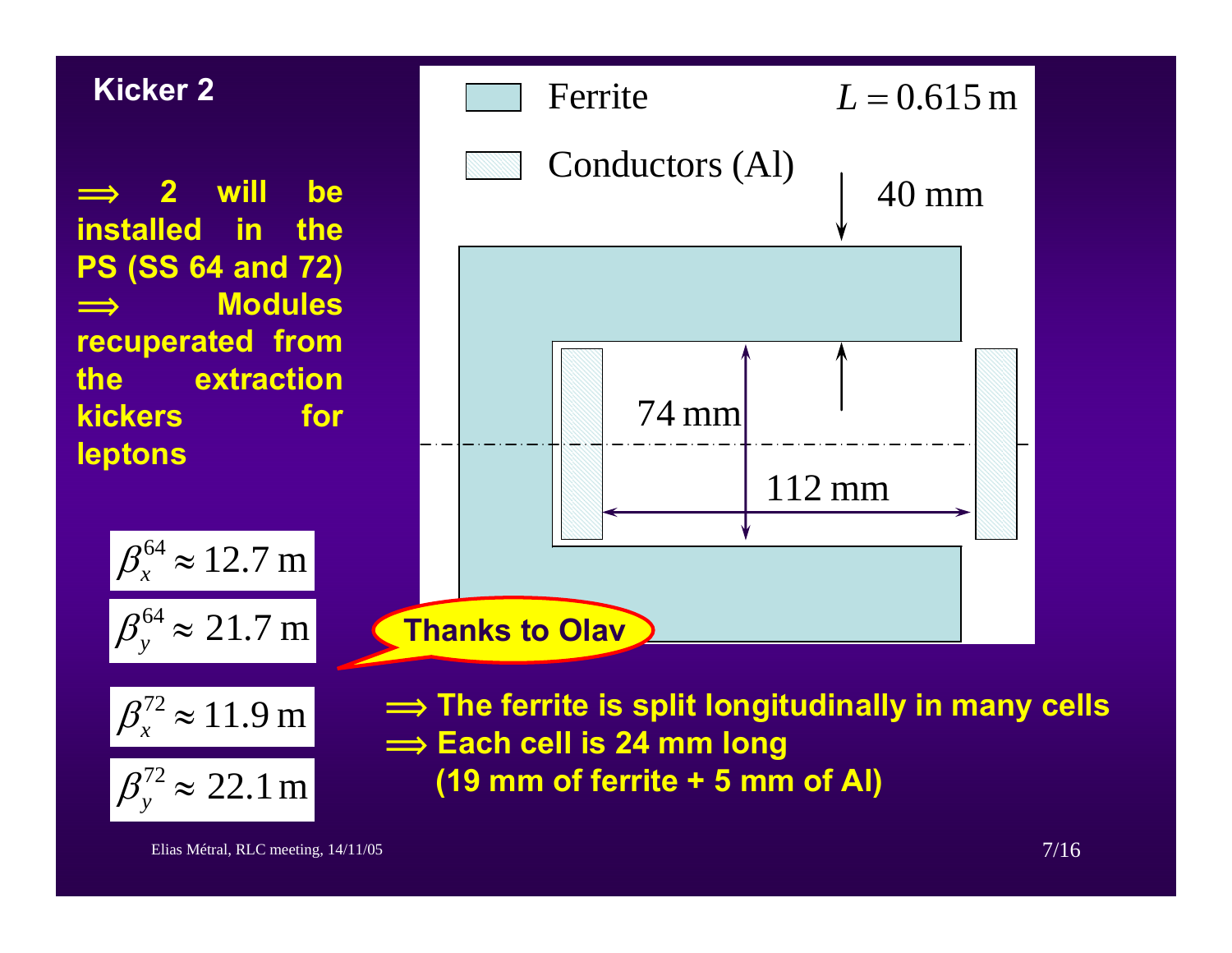## Kicker 2

⟹ 2 will be installed in the PS (SS 64 and 72)
⟹ Modules recuperated from the extraction kickers for leptons

Ferrite

Conductors (Al)

$L = 0.615\,\text{m}$

40 mm

74 mm

112 mm

Thanks to Olav

$\beta_x^{64} \approx 12.7\,\text{m}$

$\beta_y^{64} \approx 21.7\,\text{m}$

$\beta_x^{72} \approx 11.9\,\text{m}$

$\beta_y^{72} \approx 22.1\,\text{m}$

⟹ The ferrite is split longitudinally in many cells
⟹ Each cell is 24 mm long (19 mm of ferrite + 5 mm of Al)

Elias Métral, RLC meeting, 14/11/05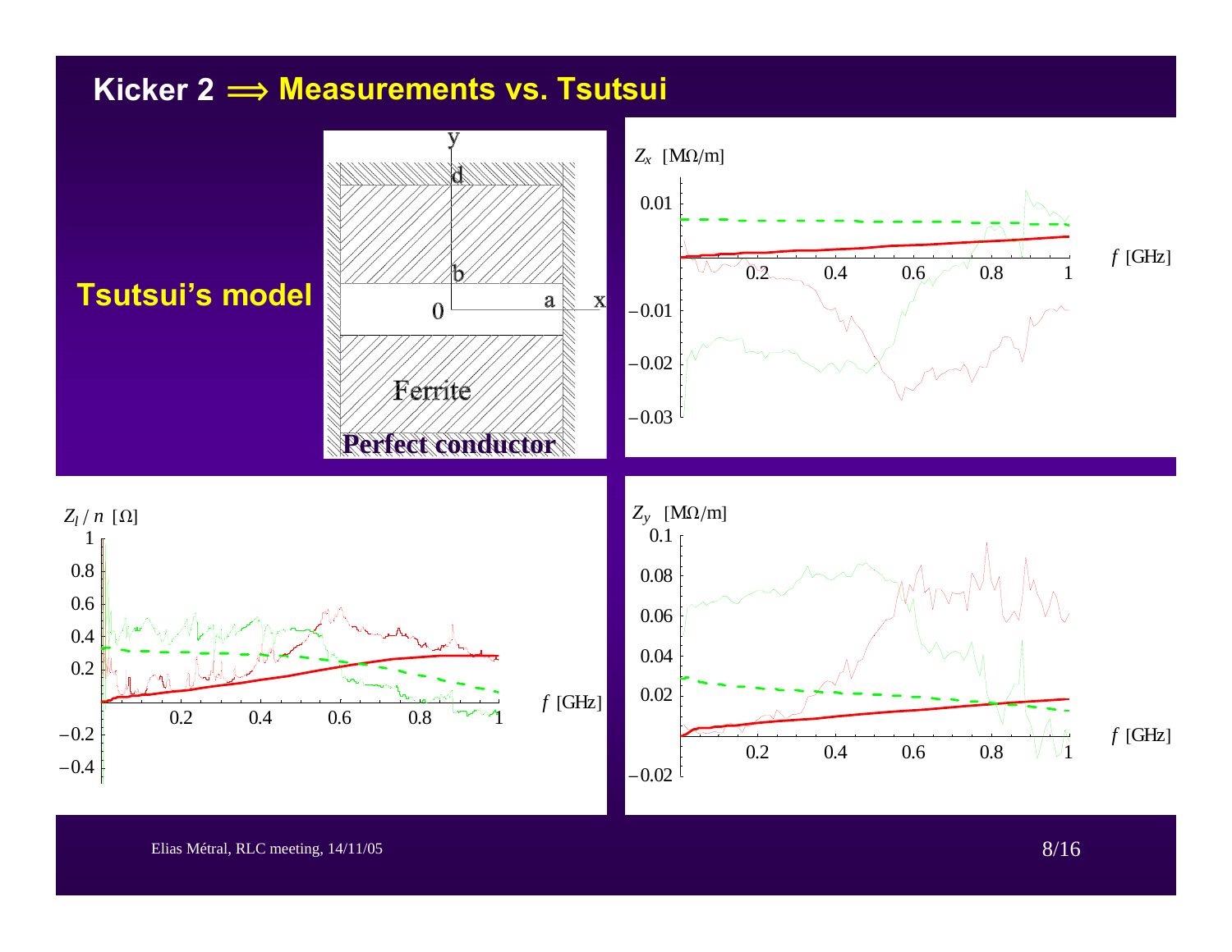# Kicker 2 ⟹ Measurements vs. Tsutsui

**Tsutsui's model**

y, d, b, 0, a, x

Ferrite

Perfect conductor

$Z_x$ [MΩ/m]

$f$ [GHz]

$Z_l / n$ [Ω]

$f$ [GHz]

$Z_y$ [MΩ/m]

$f$ [GHz]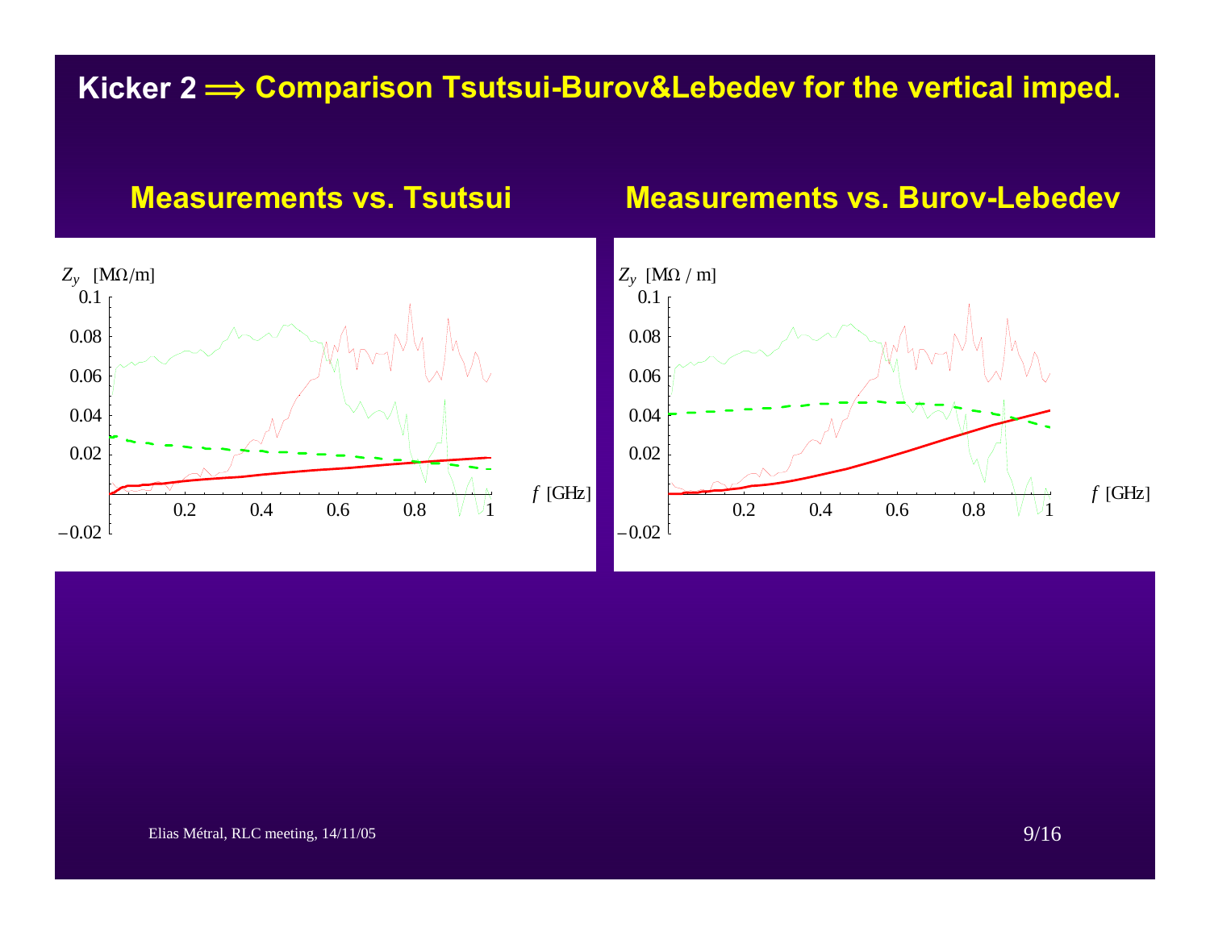# Kicker 2 ⟹ Comparison Tsutsui-Burov&Lebedev for the vertical imped.

## Measurements vs. Tsutsui

$Z_y$ [MΩ/m]

0.1, 0.08, 0.06, 0.04, 0.02, −0.02

0.2, 0.4, 0.6, 0.8, 1 — $f$ [GHz]

## Measurements vs. Burov-Lebedev

$Z_y$ [MΩ / m]

0.1, 0.08, 0.06, 0.04, 0.02, −0.02

0.2, 0.4, 0.6, 0.8, 1 — $f$ [GHz]

Elias Métral, RLC meeting, 14/11/05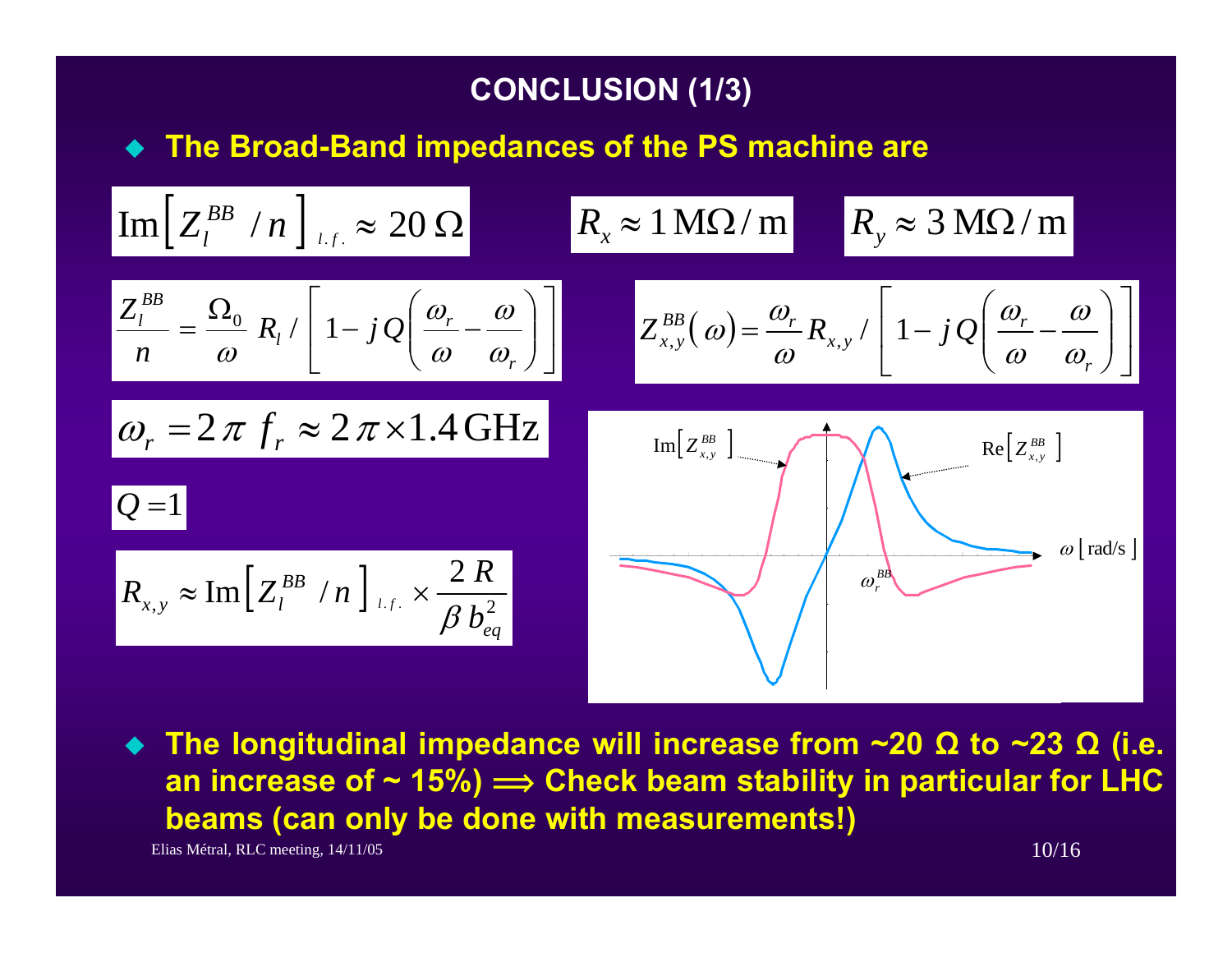# CONCLUSION (1/3)

- **The Broad-Band impedances of the PS machine are**

$$\mathrm{Im}\left[ Z_l^{BB} / n \right]_{l.f.} \approx 20\,\Omega$$

$$R_x \approx 1\,\mathrm{M\Omega/m} \qquad R_y \approx 3\,\mathrm{M\Omega/m}$$

$$\frac{Z_l^{BB}}{n} = \frac{\Omega_0}{\omega} R_l \Big/ \left[ 1 - j\,Q \left( \frac{\omega_r}{\omega} - \frac{\omega}{\omega_r} \right) \right]$$

$$Z_{x,y}^{BB}(\omega) = \frac{\omega_r}{\omega} R_{x,y} \Big/ \left[ 1 - j\,Q \left( \frac{\omega_r}{\omega} - \frac{\omega}{\omega_r} \right) \right]$$

$$\omega_r = 2\pi\, f_r \approx 2\pi \times 1.4\,\mathrm{GHz}$$

$$Q = 1$$

$$R_{x,y} \approx \mathrm{Im}\left[ Z_l^{BB} / n \right]_{l.f.} \times \frac{2\,R}{\beta\, b_{eq}^2}$$

- **The longitudinal impedance will increase from ~20 Ω to ~23 Ω (i.e. an increase of ~ 15%) ⟹ Check beam stability in particular for LHC beams (can only be done with measurements!)**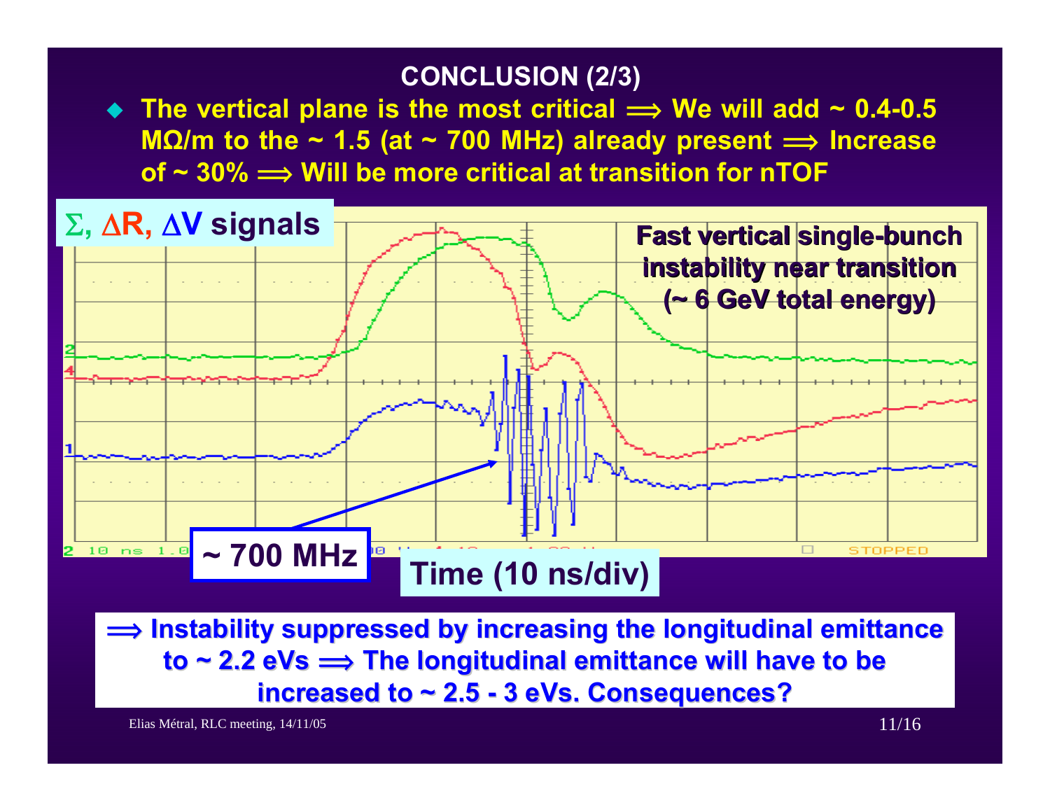## CONCLUSION (2/3)

- The vertical plane is the most critical $\Longrightarrow$ We will add ~ 0.4-0.5 MΩ/m to the ~ 1.5 (at ~ 700 MHz) already present $\Longrightarrow$ Increase of ~ 30% $\Longrightarrow$ Will be more critical at transition for nTOF

$\Sigma$, $\Delta$R, $\Delta$V signals

Fast vertical single-bunch instability near transition (~ 6 GeV total energy)

~ 700 MHz

Time (10 ns/div)

$\Longrightarrow$ Instability suppressed by increasing the longitudinal emittance to ~ 2.2 eVs $\Longrightarrow$ The longitudinal emittance will have to be increased to ~ 2.5 - 3 eVs. Consequences?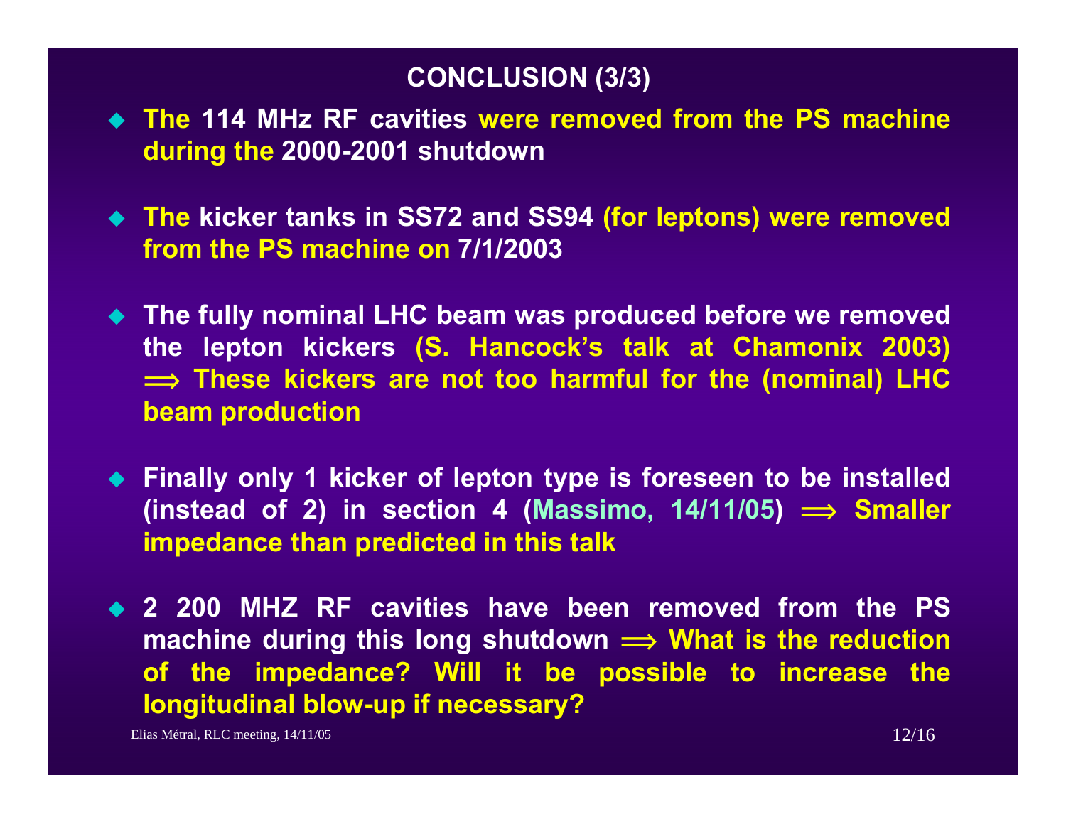## CONCLUSION (3/3)

- The 114 MHz RF cavities were removed from the PS machine during the 2000-2001 shutdown

- The kicker tanks in SS72 and SS94 (for leptons) were removed from the PS machine on 7/1/2003

- The fully nominal LHC beam was produced before we removed the lepton kickers (S. Hancock's talk at Chamonix 2003) $\Longrightarrow$ These kickers are not too harmful for the (nominal) LHC beam production

- Finally only 1 kicker of lepton type is foreseen to be installed (instead of 2) in section 4 (Massimo, 14/11/05) $\Longrightarrow$ Smaller impedance than predicted in this talk

- 2 200 MHZ RF cavities have been removed from the PS machine during this long shutdown $\Longrightarrow$ What is the reduction of the impedance? Will it be possible to increase the longitudinal blow-up if necessary?

Elias Métral, RLC meeting, 14/11/05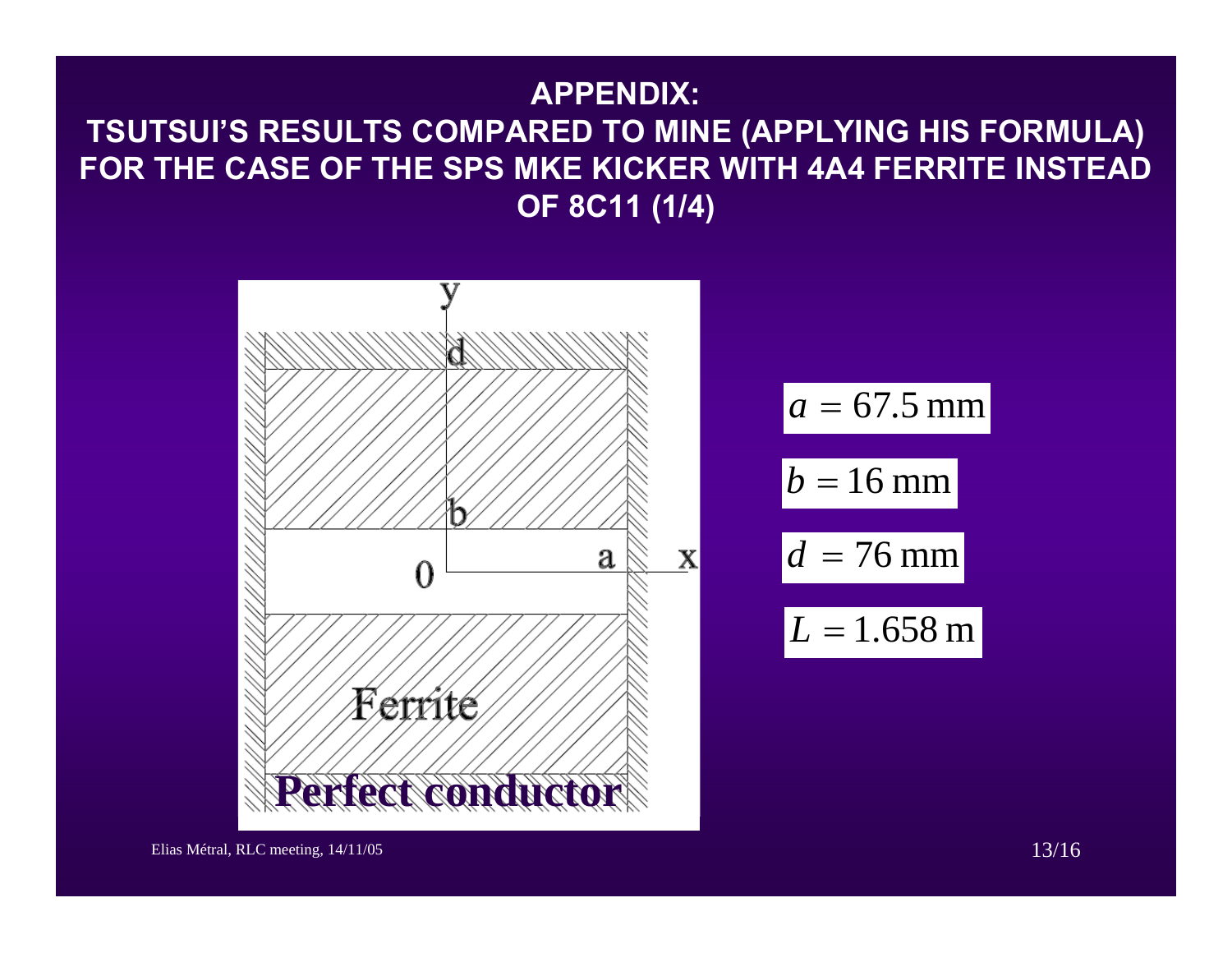# APPENDIX: TSUTSUI'S RESULTS COMPARED TO MINE (APPLYING HIS FORMULA) FOR THE CASE OF THE SPS MKE KICKER WITH 4A4 FERRITE INSTEAD OF 8C11 (1/4)

$$a = 67.5\,\text{mm}$$

$$b = 16\,\text{mm}$$

$$d = 76\,\text{mm}$$

$$L = 1.658\,\text{m}$$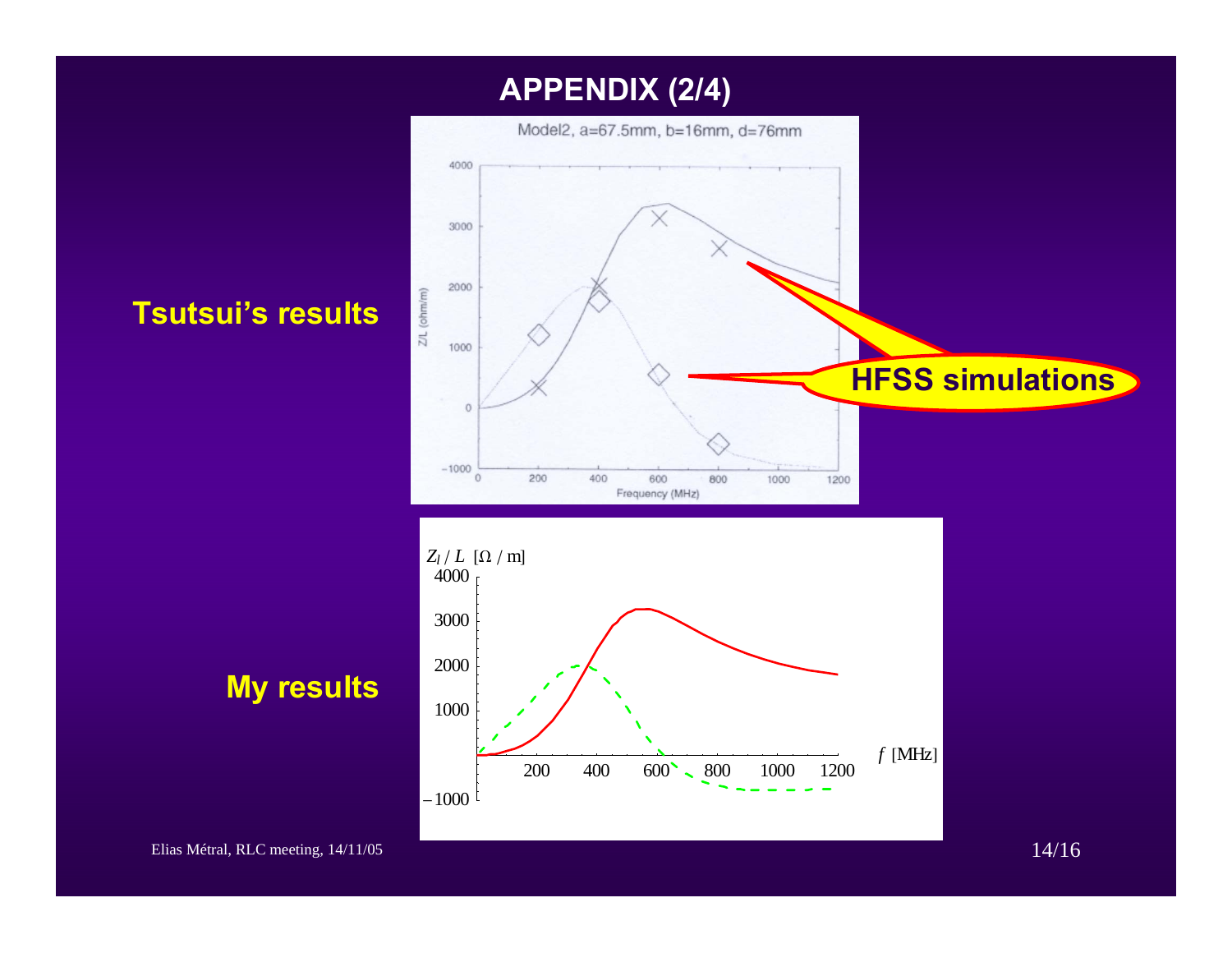# APPENDIX (2/4)

**Tsutsui's results**

Model2, a=67.5mm, b=16mm, d=76mm

Z/L (ohm/m)

Frequency (MHz)

**HFSS simulations**

**My results**

$Z_l / L$ [Ω / m]

$f$ [MHz]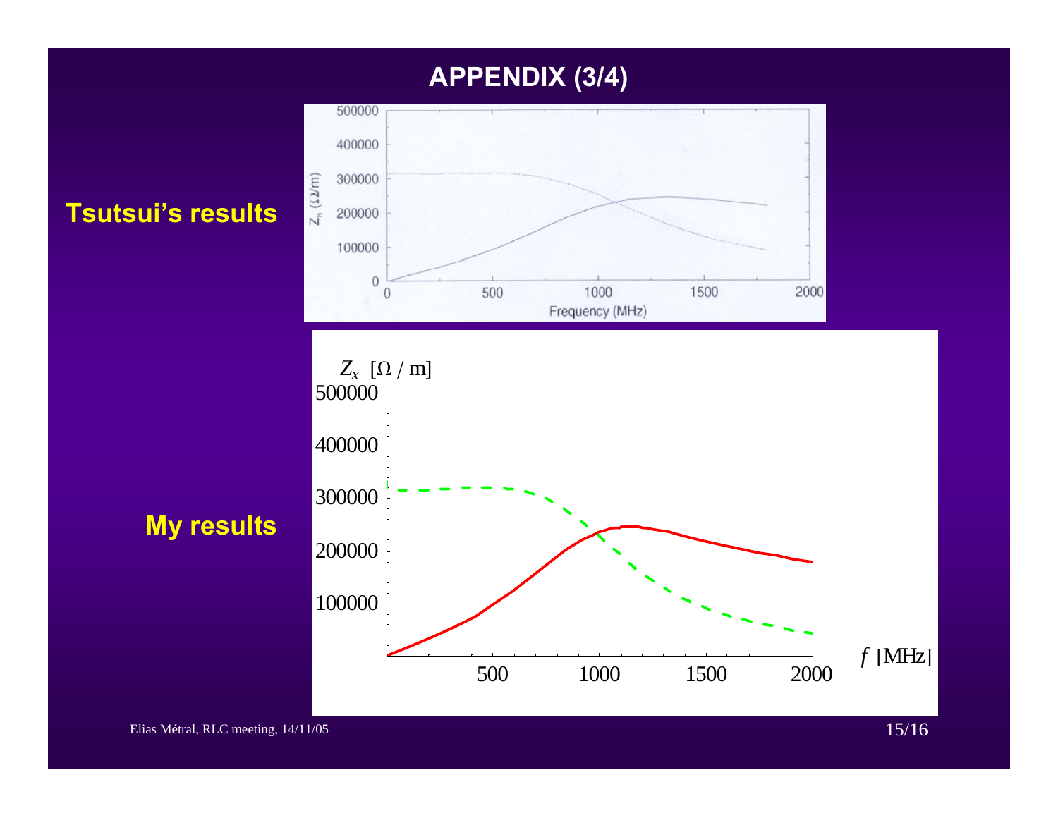# APPENDIX (3/4)

**Tsutsui's results**

**My results**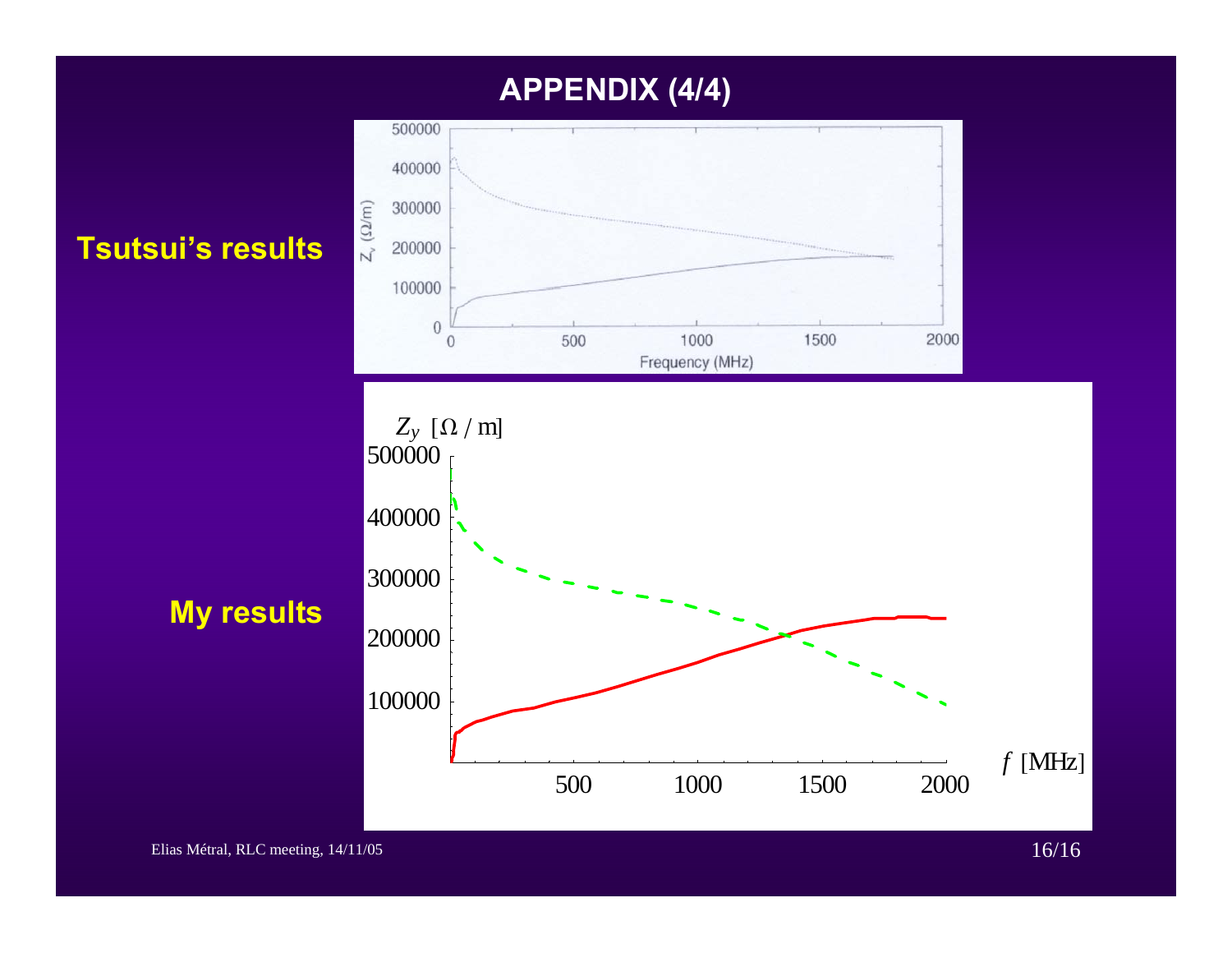# APPENDIX (4/4)

**Tsutsui's results**

500000
400000
300000
200000
100000
0
$Z_y$ (Ω/m)
0
500
1000
1500
2000
Frequency (MHz)

**My results**

$Z_y$ [Ω / m]
500000
400000
300000
200000
100000
500
1000
1500
2000
$f$ [MHz]

Elias Métral, RLC meeting, 14/11/05